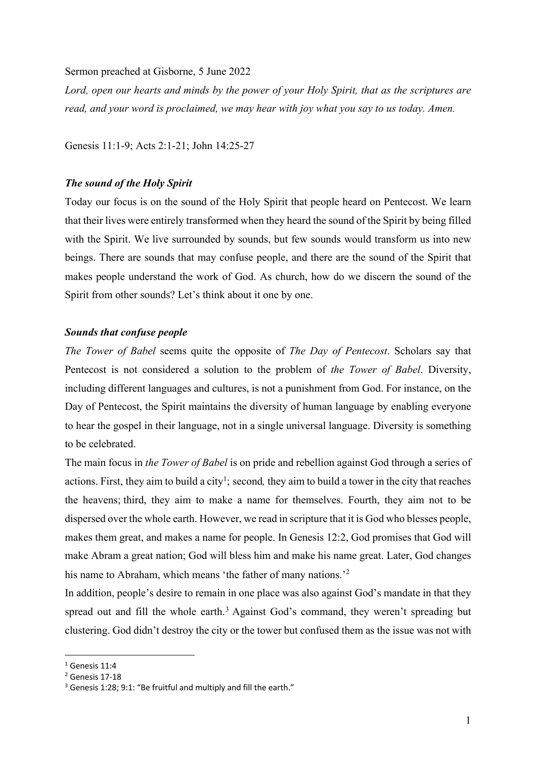Sermon preached at Gisborne, 5 June 2022

*Lord, open our hearts and minds by the power of your Holy Spirit, that as the scriptures are read, and your word is proclaimed, we may hear with joy what you say to us today. Amen.*

Genesis 11:1-9; Acts 2:1-21; John 14:25-27

### *The sound of the Holy Spirit*

Today our focus is on the sound of the Holy Spirit that people heard on Pentecost. We learn that their lives were entirely transformed when they heard the sound of the Spirit by being filled with the Spirit. We live surrounded by sounds, but few sounds would transform us into new beings. There are sounds that may confuse people, and there are the sound of the Spirit that makes people understand the work of God. As church, how do we discern the sound of the Spirit from other sounds? Let's think about it one by one.

### *Sounds that confuse people*

*The Tower of Babel* seems quite the opposite of *The Day of Pentecost*. Scholars say that Pentecost is not considered a solution to the problem of *the Tower of Babel*. Diversity, including different languages and cultures, is not a punishment from God. For instance, on the Day of Pentecost, the Spirit maintains the diversity of human language by enabling everyone to hear the gospel in their language, not in a single universal language. Diversity is something to be celebrated.

The main focus in *the Tower of Babel* is on pride and rebellion against God through a series of actions. First, they aim to build a city[1]; second*,* they aim to build a tower in the city that reaches the heavens; third, they aim to make a name for themselves. Fourth, they aim not to be dispersed over the whole earth. However, we read in scripture that it is God who blesses people, makes them great, and makes a name for people. In Genesis 12:2, God promises that God will make Abram a great nation; God will bless him and make his name great. Later, God changes his name to Abraham, which means 'the father of many nations.'[2]

In addition, people's desire to remain in one place was also against God's mandate in that they spread out and fill the whole earth.[3] Against God's command, they weren't spreading but clustering. God didn't destroy the city or the tower but confused them as the issue was not with

---

[1] Genesis 11:4

[2] Genesis 17-18

[3] Genesis 1:28; 9:1: "Be fruitful and multiply and fill the earth."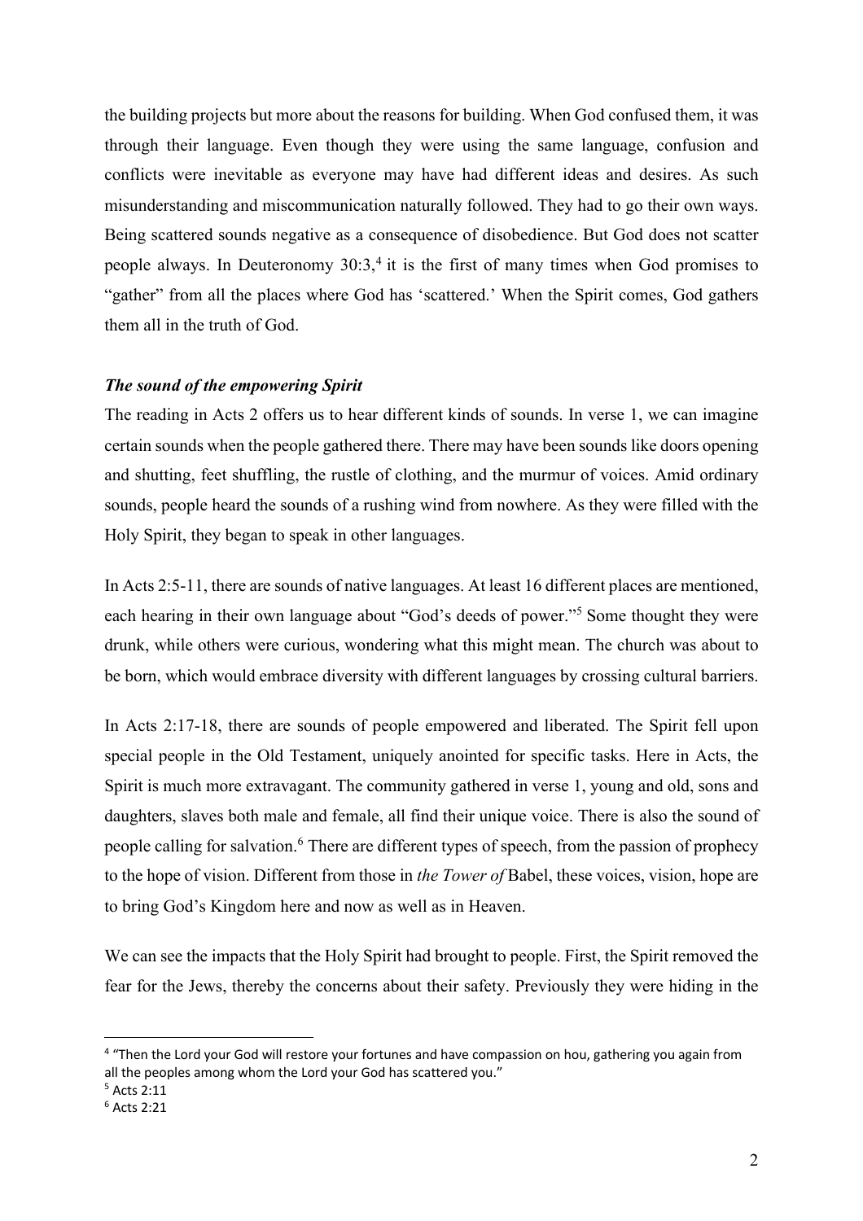the building projects but more about the reasons for building. When God confused them, it was through their language. Even though they were using the same language, confusion and conflicts were inevitable as everyone may have had different ideas and desires. As such misunderstanding and miscommunication naturally followed. They had to go their own ways. Being scattered sounds negative as a consequence of disobedience. But God does not scatter people always. In Deuteronomy 30:3,[4] it is the first of many times when God promises to "gather" from all the places where God has 'scattered.' When the Spirit comes, God gathers them all in the truth of God.

***The sound of the empowering Spirit***

The reading in Acts 2 offers us to hear different kinds of sounds. In verse 1, we can imagine certain sounds when the people gathered there. There may have been sounds like doors opening and shutting, feet shuffling, the rustle of clothing, and the murmur of voices. Amid ordinary sounds, people heard the sounds of a rushing wind from nowhere. As they were filled with the Holy Spirit, they began to speak in other languages.

In Acts 2:5-11, there are sounds of native languages. At least 16 different places are mentioned, each hearing in their own language about "God's deeds of power."[5] Some thought they were drunk, while others were curious, wondering what this might mean. The church was about to be born, which would embrace diversity with different languages by crossing cultural barriers.

In Acts 2:17-18, there are sounds of people empowered and liberated. The Spirit fell upon special people in the Old Testament, uniquely anointed for specific tasks. Here in Acts, the Spirit is much more extravagant. The community gathered in verse 1, young and old, sons and daughters, slaves both male and female, all find their unique voice. There is also the sound of people calling for salvation.[6] There are different types of speech, from the passion of prophecy to the hope of vision. Different from those in *the Tower of* Babel, these voices, vision, hope are to bring God's Kingdom here and now as well as in Heaven.

We can see the impacts that the Holy Spirit had brought to people. First, the Spirit removed the fear for the Jews, thereby the concerns about their safety. Previously they were hiding in the

---

[4] "Then the Lord your God will restore your fortunes and have compassion on hou, gathering you again from all the peoples among whom the Lord your God has scattered you."

[5] Acts 2:11

[6] Acts 2:21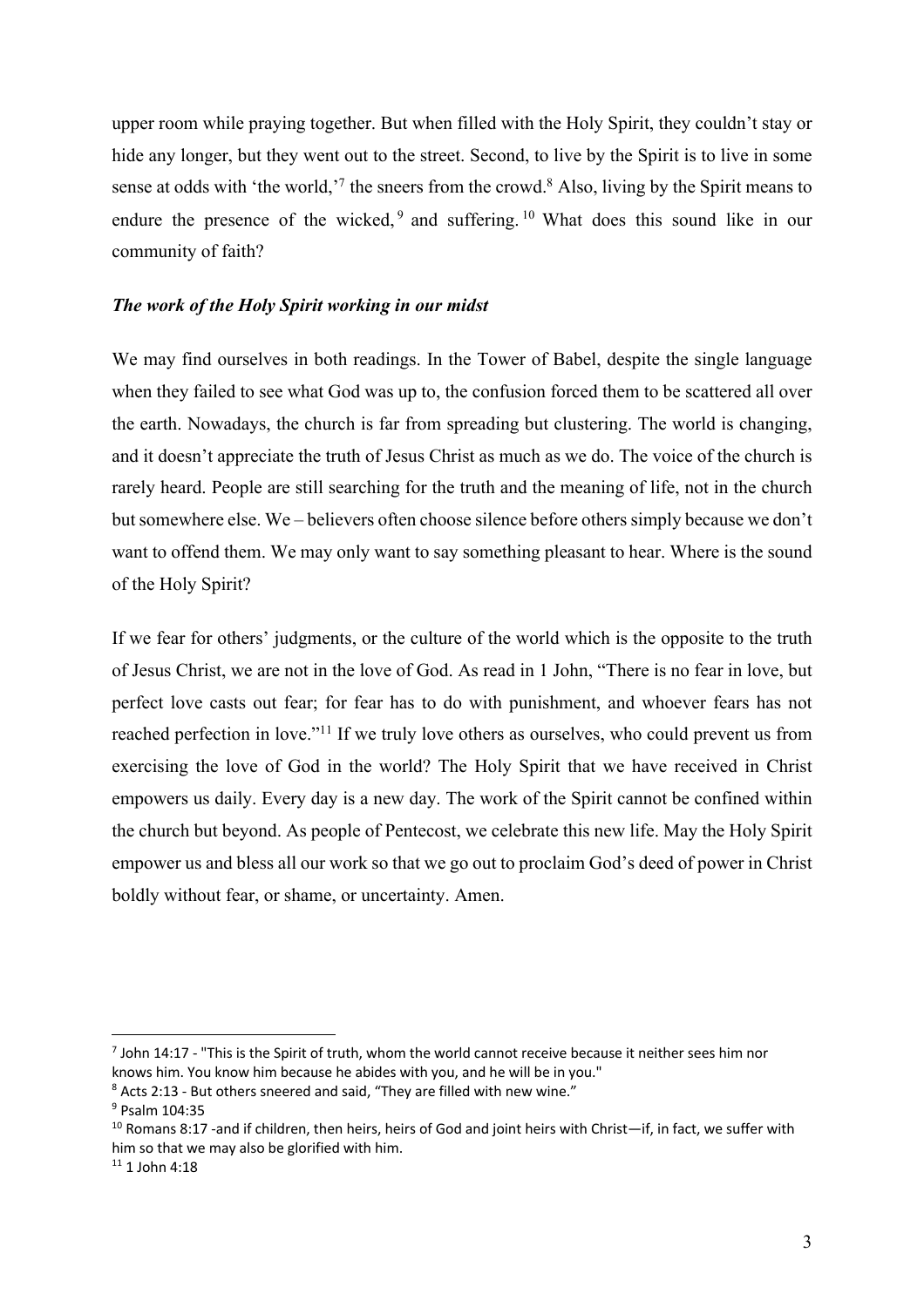upper room while praying together. But when filled with the Holy Spirit, they couldn't stay or hide any longer, but they went out to the street. Second, to live by the Spirit is to live in some sense at odds with 'the world,'[7] the sneers from the crowd.[8] Also, living by the Spirit means to endure the presence of the wicked,[9] and suffering.[10] What does this sound like in our community of faith?

### *The work of the Holy Spirit working in our midst*

We may find ourselves in both readings. In the Tower of Babel, despite the single language when they failed to see what God was up to, the confusion forced them to be scattered all over the earth. Nowadays, the church is far from spreading but clustering. The world is changing, and it doesn't appreciate the truth of Jesus Christ as much as we do. The voice of the church is rarely heard. People are still searching for the truth and the meaning of life, not in the church but somewhere else. We – believers often choose silence before others simply because we don't want to offend them. We may only want to say something pleasant to hear. Where is the sound of the Holy Spirit?

If we fear for others' judgments, or the culture of the world which is the opposite to the truth of Jesus Christ, we are not in the love of God. As read in 1 John, "There is no fear in love, but perfect love casts out fear; for fear has to do with punishment, and whoever fears has not reached perfection in love."[11] If we truly love others as ourselves, who could prevent us from exercising the love of God in the world? The Holy Spirit that we have received in Christ empowers us daily. Every day is a new day. The work of the Spirit cannot be confined within the church but beyond. As people of Pentecost, we celebrate this new life. May the Holy Spirit empower us and bless all our work so that we go out to proclaim God's deed of power in Christ boldly without fear, or shame, or uncertainty. Amen.

---

[7] John 14:17 - "This is the Spirit of truth, whom the world cannot receive because it neither sees him nor knows him. You know him because he abides with you, and he will be in you."

[8] Acts 2:13 - But others sneered and said, "They are filled with new wine."

[9] Psalm 104:35

[10] Romans 8:17 -and if children, then heirs, heirs of God and joint heirs with Christ—if, in fact, we suffer with him so that we may also be glorified with him.

[11] 1 John 4:18